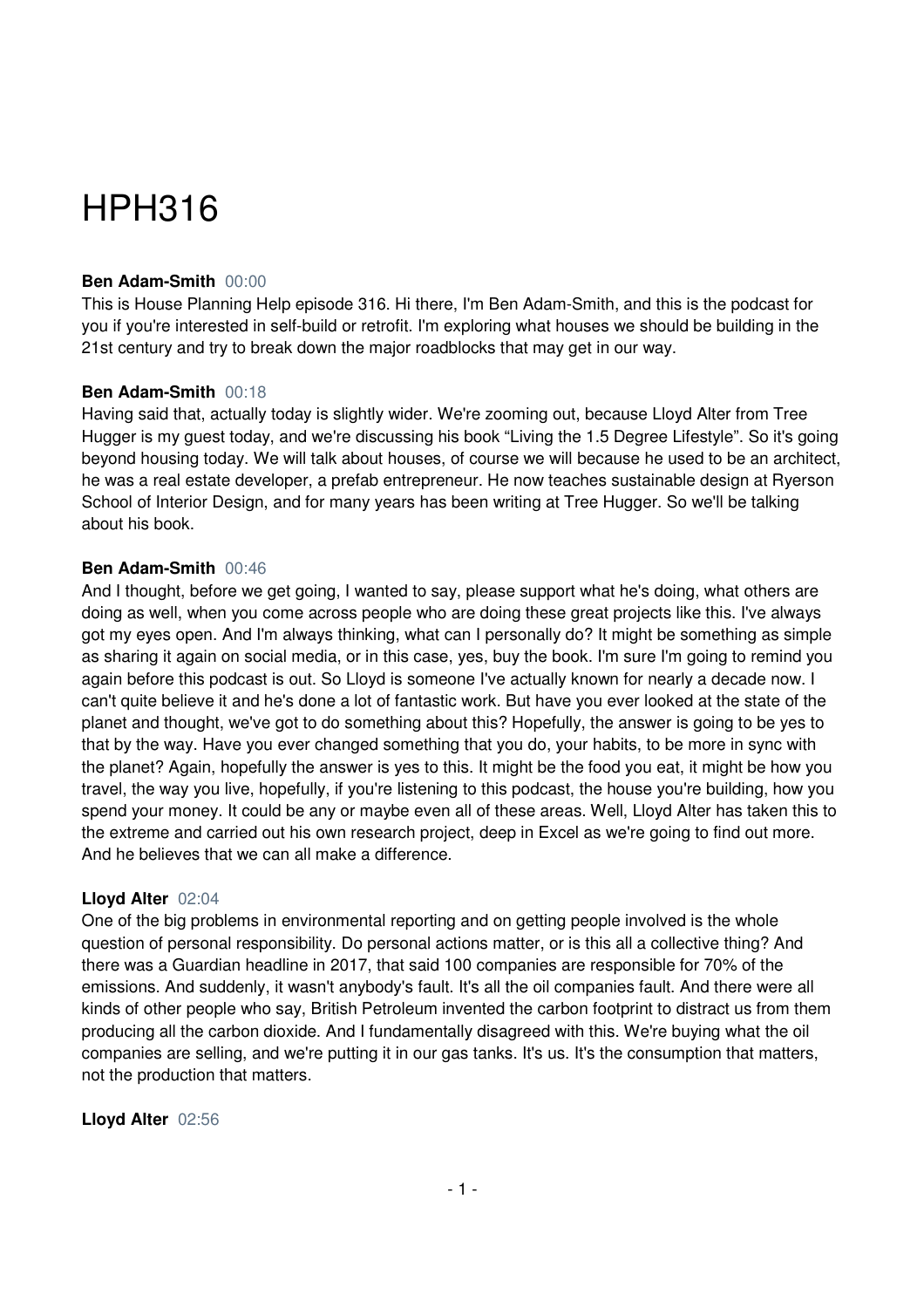# HPH316

**Ben Adam-Smith** 00:00

This is House Planning Help episode 316. Hi there, I'm Ben Adam-Smith, and this is the podcast for you if you're interested in self-build or retrofit. I'm exploring what houses we should be building in the 21st century and try to break down the major roadblocks that may get in our way.

**Ben Adam-Smith** 00:18

Having said that, actually today is slightly wider. We're zooming out, because Lloyd Alter from Tree Hugger is my guest today, and we're discussing his book "Living the 1.5 Degree Lifestyle". So it's going beyond housing today. We will talk about houses, of course we will because he used to be an architect, he was a real estate developer, a prefab entrepreneur. He now teaches sustainable design at Ryerson School of Interior Design, and for many years has been writing at Tree Hugger. So we'll be talking about his book.

**Ben Adam-Smith** 00:46

And I thought, before we get going, I wanted to say, please support what he's doing, what others are doing as well, when you come across people who are doing these great projects like this. I've always got my eyes open. And I'm always thinking, what can I personally do? It might be something as simple as sharing it again on social media, or in this case, yes, buy the book. I'm sure I'm going to remind you again before this podcast is out. So Lloyd is someone I've actually known for nearly a decade now. I can't quite believe it and he's done a lot of fantastic work. But have you ever looked at the state of the planet and thought, we've got to do something about this? Hopefully, the answer is going to be yes to that by the way. Have you ever changed something that you do, your habits, to be more in sync with the planet? Again, hopefully the answer is yes to this. It might be the food you eat, it might be how you travel, the way you live, hopefully, if you're listening to this podcast, the house you're building, how you spend your money. It could be any or maybe even all of these areas. Well, Lloyd Alter has taken this to the extreme and carried out his own research project, deep in Excel as we're going to find out more. And he believes that we can all make a difference.

**Lloyd Alter** 02:04

One of the big problems in environmental reporting and on getting people involved is the whole question of personal responsibility. Do personal actions matter, or is this all a collective thing? And there was a Guardian headline in 2017, that said 100 companies are responsible for 70% of the emissions. And suddenly, it wasn't anybody's fault. It's all the oil companies fault. And there were all kinds of other people who say, British Petroleum invented the carbon footprint to distract us from them producing all the carbon dioxide. And I fundamentally disagreed with this. We're buying what the oil companies are selling, and we're putting it in our gas tanks. It's us. It's the consumption that matters, not the production that matters.

**Lloyd Alter** 02:56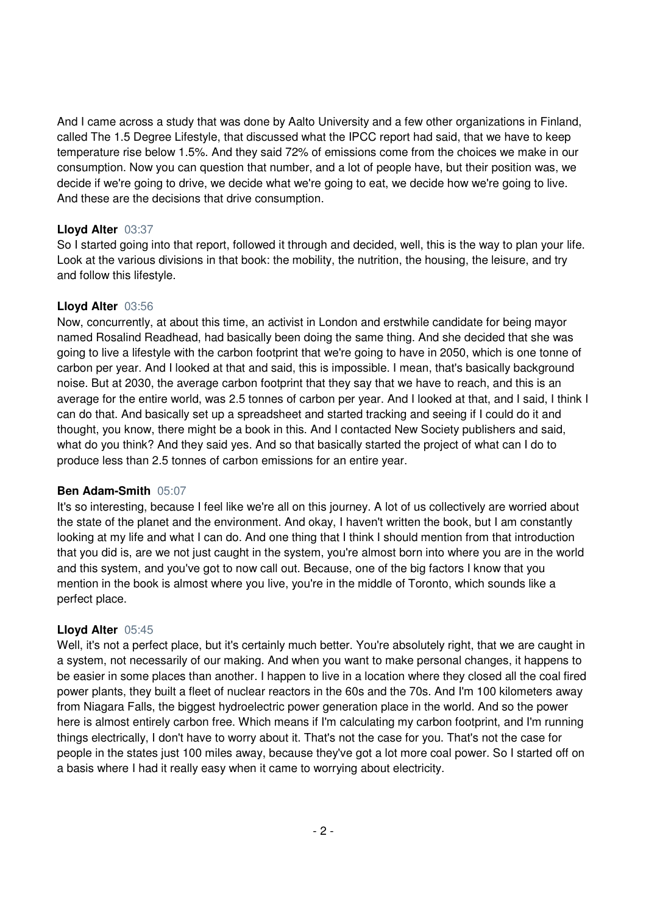And I came across a study that was done by Aalto University and a few other organizations in Finland, called The 1.5 Degree Lifestyle, that discussed what the IPCC report had said, that we have to keep temperature rise below 1.5%. And they said 72% of emissions come from the choices we make in our consumption. Now you can question that number, and a lot of people have, but their position was, we decide if we're going to drive, we decide what we're going to eat, we decide how we're going to live. And these are the decisions that drive consumption.

**Lloyd Alter** 03:37
So I started going into that report, followed it through and decided, well, this is the way to plan your life. Look at the various divisions in that book: the mobility, the nutrition, the housing, the leisure, and try and follow this lifestyle.

**Lloyd Alter** 03:56
Now, concurrently, at about this time, an activist in London and erstwhile candidate for being mayor named Rosalind Readhead, had basically been doing the same thing. And she decided that she was going to live a lifestyle with the carbon footprint that we're going to have in 2050, which is one tonne of carbon per year. And I looked at that and said, this is impossible. I mean, that's basically background noise. But at 2030, the average carbon footprint that they say that we have to reach, and this is an average for the entire world, was 2.5 tonnes of carbon per year. And I looked at that, and I said, I think I can do that. And basically set up a spreadsheet and started tracking and seeing if I could do it and thought, you know, there might be a book in this. And I contacted New Society publishers and said, what do you think? And they said yes. And so that basically started the project of what can I do to produce less than 2.5 tonnes of carbon emissions for an entire year.

**Ben Adam-Smith** 05:07
It's so interesting, because I feel like we're all on this journey. A lot of us collectively are worried about the state of the planet and the environment. And okay, I haven't written the book, but I am constantly looking at my life and what I can do. And one thing that I think I should mention from that introduction that you did is, are we not just caught in the system, you're almost born into where you are in the world and this system, and you've got to now call out. Because, one of the big factors I know that you mention in the book is almost where you live, you're in the middle of Toronto, which sounds like a perfect place.

**Lloyd Alter** 05:45
Well, it's not a perfect place, but it's certainly much better. You're absolutely right, that we are caught in a system, not necessarily of our making. And when you want to make personal changes, it happens to be easier in some places than another. I happen to live in a location where they closed all the coal fired power plants, they built a fleet of nuclear reactors in the 60s and the 70s. And I'm 100 kilometers away from Niagara Falls, the biggest hydroelectric power generation place in the world. And so the power here is almost entirely carbon free. Which means if I'm calculating my carbon footprint, and I'm running things electrically, I don't have to worry about it. That's not the case for you. That's not the case for people in the states just 100 miles away, because they've got a lot more coal power. So I started off on a basis where I had it really easy when it came to worrying about electricity.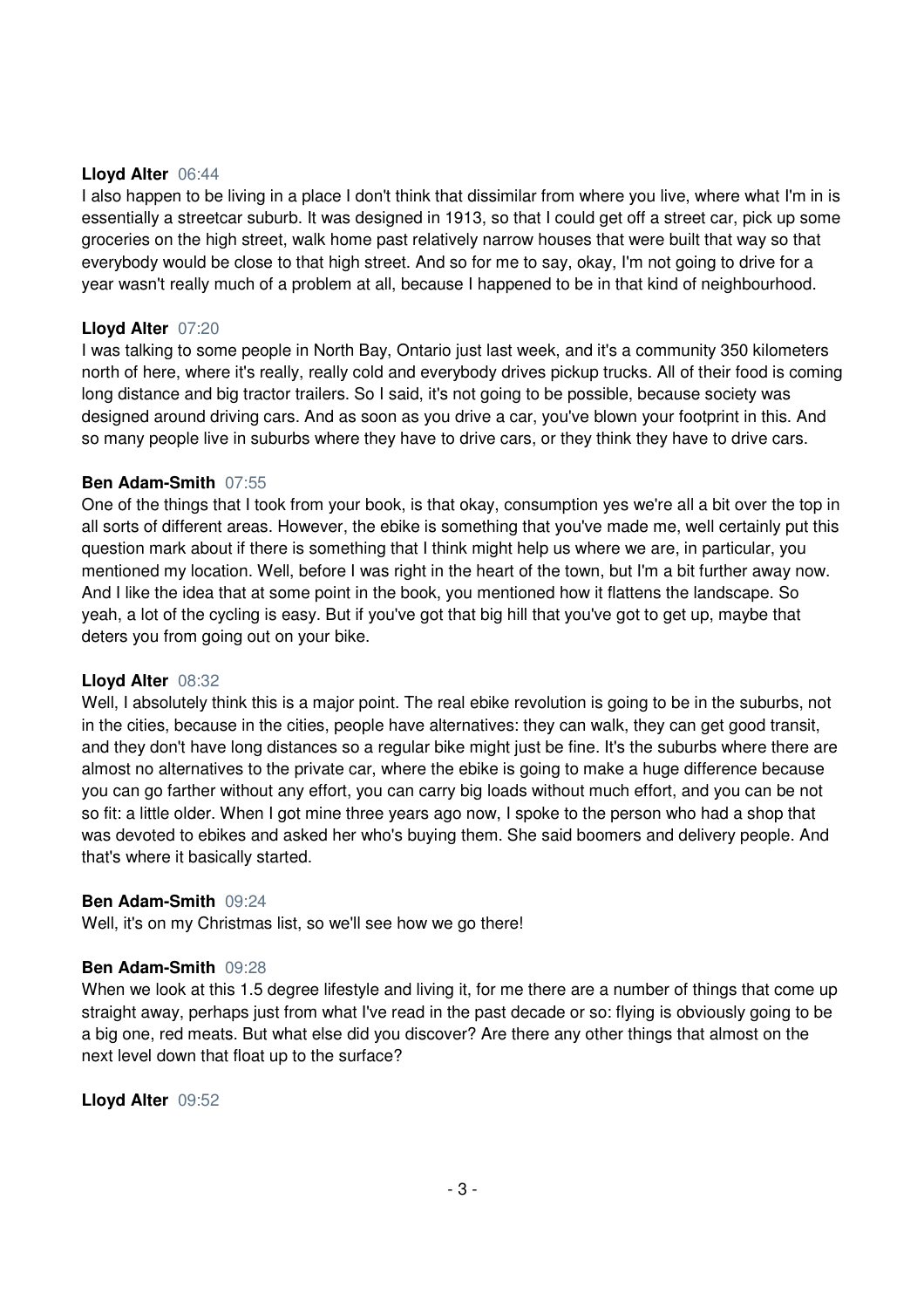**Lloyd Alter** 06:44
I also happen to be living in a place I don't think that dissimilar from where you live, where what I'm in is essentially a streetcar suburb. It was designed in 1913, so that I could get off a street car, pick up some groceries on the high street, walk home past relatively narrow houses that were built that way so that everybody would be close to that high street. And so for me to say, okay, I'm not going to drive for a year wasn't really much of a problem at all, because I happened to be in that kind of neighbourhood.

**Lloyd Alter** 07:20
I was talking to some people in North Bay, Ontario just last week, and it's a community 350 kilometers north of here, where it's really, really cold and everybody drives pickup trucks. All of their food is coming long distance and big tractor trailers. So I said, it's not going to be possible, because society was designed around driving cars. And as soon as you drive a car, you've blown your footprint in this. And so many people live in suburbs where they have to drive cars, or they think they have to drive cars.

**Ben Adam-Smith** 07:55
One of the things that I took from your book, is that okay, consumption yes we're all a bit over the top in all sorts of different areas. However, the ebike is something that you've made me, well certainly put this question mark about if there is something that I think might help us where we are, in particular, you mentioned my location. Well, before I was right in the heart of the town, but I'm a bit further away now. And I like the idea that at some point in the book, you mentioned how it flattens the landscape. So yeah, a lot of the cycling is easy. But if you've got that big hill that you've got to get up, maybe that deters you from going out on your bike.

**Lloyd Alter** 08:32
Well, I absolutely think this is a major point. The real ebike revolution is going to be in the suburbs, not in the cities, because in the cities, people have alternatives: they can walk, they can get good transit, and they don't have long distances so a regular bike might just be fine. It's the suburbs where there are almost no alternatives to the private car, where the ebike is going to make a huge difference because you can go farther without any effort, you can carry big loads without much effort, and you can be not so fit: a little older. When I got mine three years ago now, I spoke to the person who had a shop that was devoted to ebikes and asked her who's buying them. She said boomers and delivery people. And that's where it basically started.

**Ben Adam-Smith** 09:24
Well, it's on my Christmas list, so we'll see how we go there!

**Ben Adam-Smith** 09:28
When we look at this 1.5 degree lifestyle and living it, for me there are a number of things that come up straight away, perhaps just from what I've read in the past decade or so: flying is obviously going to be a big one, red meats. But what else did you discover? Are there any other things that almost on the next level down that float up to the surface?

**Lloyd Alter** 09:52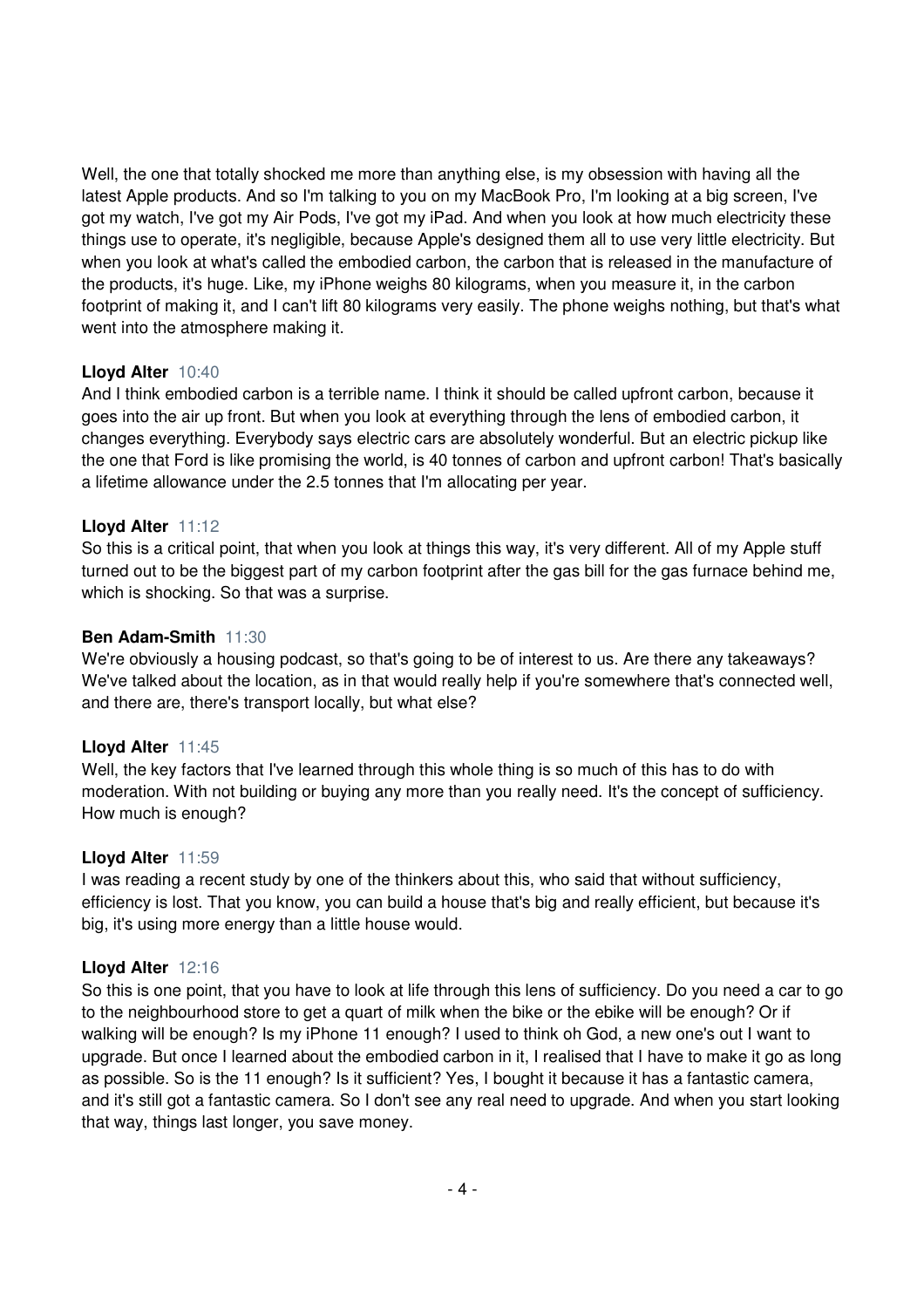Well, the one that totally shocked me more than anything else, is my obsession with having all the latest Apple products. And so I'm talking to you on my MacBook Pro, I'm looking at a big screen, I've got my watch, I've got my Air Pods, I've got my iPad. And when you look at how much electricity these things use to operate, it's negligible, because Apple's designed them all to use very little electricity. But when you look at what's called the embodied carbon, the carbon that is released in the manufacture of the products, it's huge. Like, my iPhone weighs 80 kilograms, when you measure it, in the carbon footprint of making it, and I can't lift 80 kilograms very easily. The phone weighs nothing, but that's what went into the atmosphere making it.

**Lloyd Alter** 10:40
And I think embodied carbon is a terrible name. I think it should be called upfront carbon, because it goes into the air up front. But when you look at everything through the lens of embodied carbon, it changes everything. Everybody says electric cars are absolutely wonderful. But an electric pickup like the one that Ford is like promising the world, is 40 tonnes of carbon and upfront carbon! That's basically a lifetime allowance under the 2.5 tonnes that I'm allocating per year.

**Lloyd Alter** 11:12
So this is a critical point, that when you look at things this way, it's very different. All of my Apple stuff turned out to be the biggest part of my carbon footprint after the gas bill for the gas furnace behind me, which is shocking. So that was a surprise.

**Ben Adam-Smith** 11:30
We're obviously a housing podcast, so that's going to be of interest to us. Are there any takeaways? We've talked about the location, as in that would really help if you're somewhere that's connected well, and there are, there's transport locally, but what else?

**Lloyd Alter** 11:45
Well, the key factors that I've learned through this whole thing is so much of this has to do with moderation. With not building or buying any more than you really need. It's the concept of sufficiency. How much is enough?

**Lloyd Alter** 11:59
I was reading a recent study by one of the thinkers about this, who said that without sufficiency, efficiency is lost. That you know, you can build a house that's big and really efficient, but because it's big, it's using more energy than a little house would.

**Lloyd Alter** 12:16
So this is one point, that you have to look at life through this lens of sufficiency. Do you need a car to go to the neighbourhood store to get a quart of milk when the bike or the ebike will be enough? Or if walking will be enough? Is my iPhone 11 enough? I used to think oh God, a new one's out I want to upgrade. But once I learned about the embodied carbon in it, I realised that I have to make it go as long as possible. So is the 11 enough? Is it sufficient? Yes, I bought it because it has a fantastic camera, and it's still got a fantastic camera. So I don't see any real need to upgrade. And when you start looking that way, things last longer, you save money.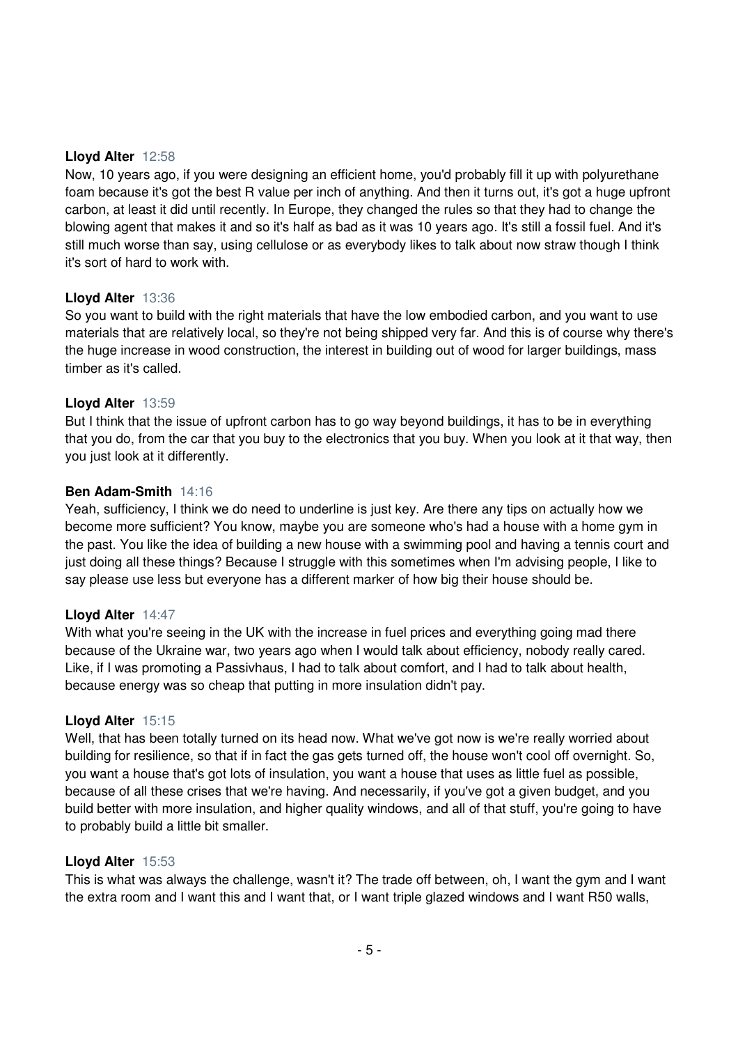**Lloyd Alter** 12:58
Now, 10 years ago, if you were designing an efficient home, you'd probably fill it up with polyurethane foam because it's got the best R value per inch of anything. And then it turns out, it's got a huge upfront carbon, at least it did until recently. In Europe, they changed the rules so that they had to change the blowing agent that makes it and so it's half as bad as it was 10 years ago. It's still a fossil fuel. And it's still much worse than say, using cellulose or as everybody likes to talk about now straw though I think it's sort of hard to work with.

**Lloyd Alter** 13:36
So you want to build with the right materials that have the low embodied carbon, and you want to use materials that are relatively local, so they're not being shipped very far. And this is of course why there's the huge increase in wood construction, the interest in building out of wood for larger buildings, mass timber as it's called.

**Lloyd Alter** 13:59
But I think that the issue of upfront carbon has to go way beyond buildings, it has to be in everything that you do, from the car that you buy to the electronics that you buy. When you look at it that way, then you just look at it differently.

**Ben Adam-Smith** 14:16
Yeah, sufficiency, I think we do need to underline is just key. Are there any tips on actually how we become more sufficient? You know, maybe you are someone who's had a house with a home gym in the past. You like the idea of building a new house with a swimming pool and having a tennis court and just doing all these things? Because I struggle with this sometimes when I'm advising people, I like to say please use less but everyone has a different marker of how big their house should be.

**Lloyd Alter** 14:47
With what you're seeing in the UK with the increase in fuel prices and everything going mad there because of the Ukraine war, two years ago when I would talk about efficiency, nobody really cared. Like, if I was promoting a Passivhaus, I had to talk about comfort, and I had to talk about health, because energy was so cheap that putting in more insulation didn't pay.

**Lloyd Alter** 15:15
Well, that has been totally turned on its head now. What we've got now is we're really worried about building for resilience, so that if in fact the gas gets turned off, the house won't cool off overnight. So, you want a house that's got lots of insulation, you want a house that uses as little fuel as possible, because of all these crises that we're having. And necessarily, if you've got a given budget, and you build better with more insulation, and higher quality windows, and all of that stuff, you're going to have to probably build a little bit smaller.

**Lloyd Alter** 15:53
This is what was always the challenge, wasn't it? The trade off between, oh, I want the gym and I want the extra room and I want this and I want that, or I want triple glazed windows and I want R50 walls,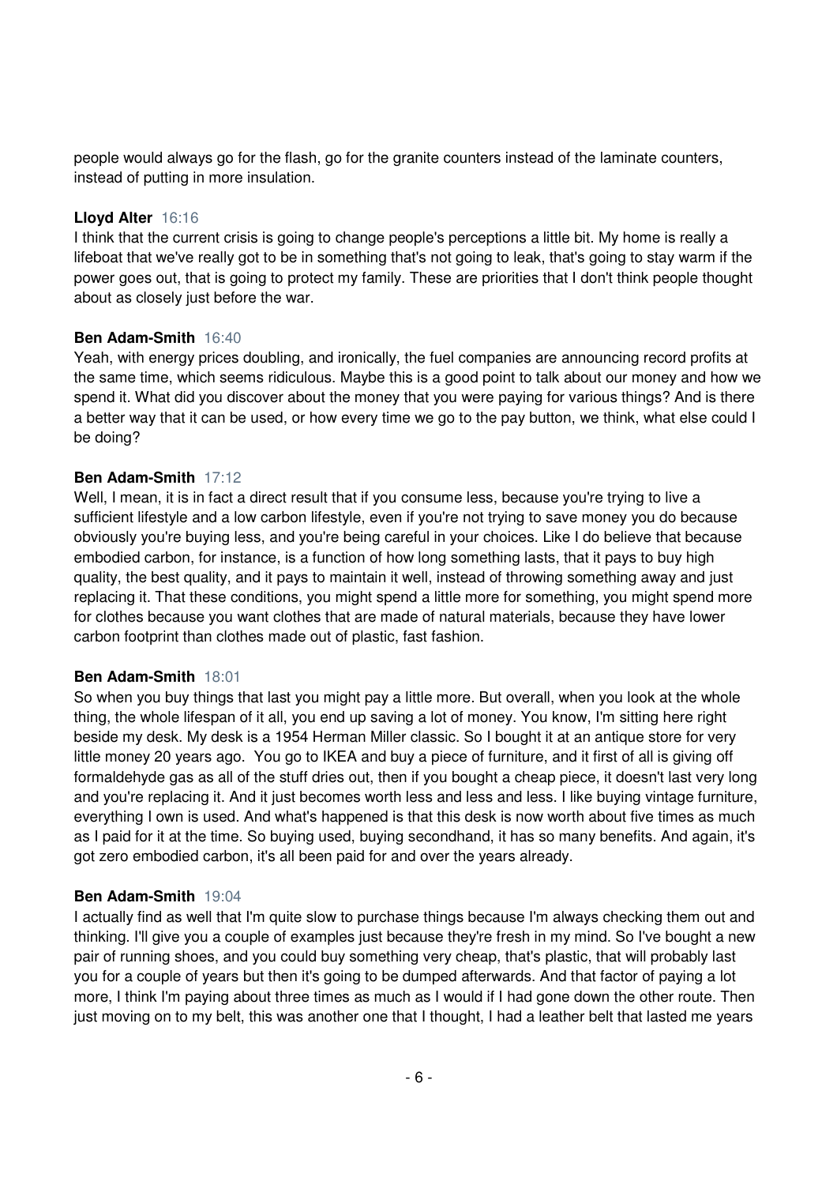people would always go for the flash, go for the granite counters instead of the laminate counters, instead of putting in more insulation.

**Lloyd Alter** 16:16
I think that the current crisis is going to change people's perceptions a little bit. My home is really a lifeboat that we've really got to be in something that's not going to leak, that's going to stay warm if the power goes out, that is going to protect my family. These are priorities that I don't think people thought about as closely just before the war.

**Ben Adam-Smith** 16:40
Yeah, with energy prices doubling, and ironically, the fuel companies are announcing record profits at the same time, which seems ridiculous. Maybe this is a good point to talk about our money and how we spend it. What did you discover about the money that you were paying for various things? And is there a better way that it can be used, or how every time we go to the pay button, we think, what else could I be doing?

**Ben Adam-Smith** 17:12
Well, I mean, it is in fact a direct result that if you consume less, because you're trying to live a sufficient lifestyle and a low carbon lifestyle, even if you're not trying to save money you do because obviously you're buying less, and you're being careful in your choices. Like I do believe that because embodied carbon, for instance, is a function of how long something lasts, that it pays to buy high quality, the best quality, and it pays to maintain it well, instead of throwing something away and just replacing it. That these conditions, you might spend a little more for something, you might spend more for clothes because you want clothes that are made of natural materials, because they have lower carbon footprint than clothes made out of plastic, fast fashion.

**Ben Adam-Smith** 18:01
So when you buy things that last you might pay a little more. But overall, when you look at the whole thing, the whole lifespan of it all, you end up saving a lot of money. You know, I'm sitting here right beside my desk. My desk is a 1954 Herman Miller classic. So I bought it at an antique store for very little money 20 years ago. You go to IKEA and buy a piece of furniture, and it first of all is giving off formaldehyde gas as all of the stuff dries out, then if you bought a cheap piece, it doesn't last very long and you're replacing it. And it just becomes worth less and less and less. I like buying vintage furniture, everything I own is used. And what's happened is that this desk is now worth about five times as much as I paid for it at the time. So buying used, buying secondhand, it has so many benefits. And again, it's got zero embodied carbon, it's all been paid for and over the years already.

**Ben Adam-Smith** 19:04
I actually find as well that I'm quite slow to purchase things because I'm always checking them out and thinking. I'll give you a couple of examples just because they're fresh in my mind. So I've bought a new pair of running shoes, and you could buy something very cheap, that's plastic, that will probably last you for a couple of years but then it's going to be dumped afterwards. And that factor of paying a lot more, I think I'm paying about three times as much as I would if I had gone down the other route. Then just moving on to my belt, this was another one that I thought, I had a leather belt that lasted me years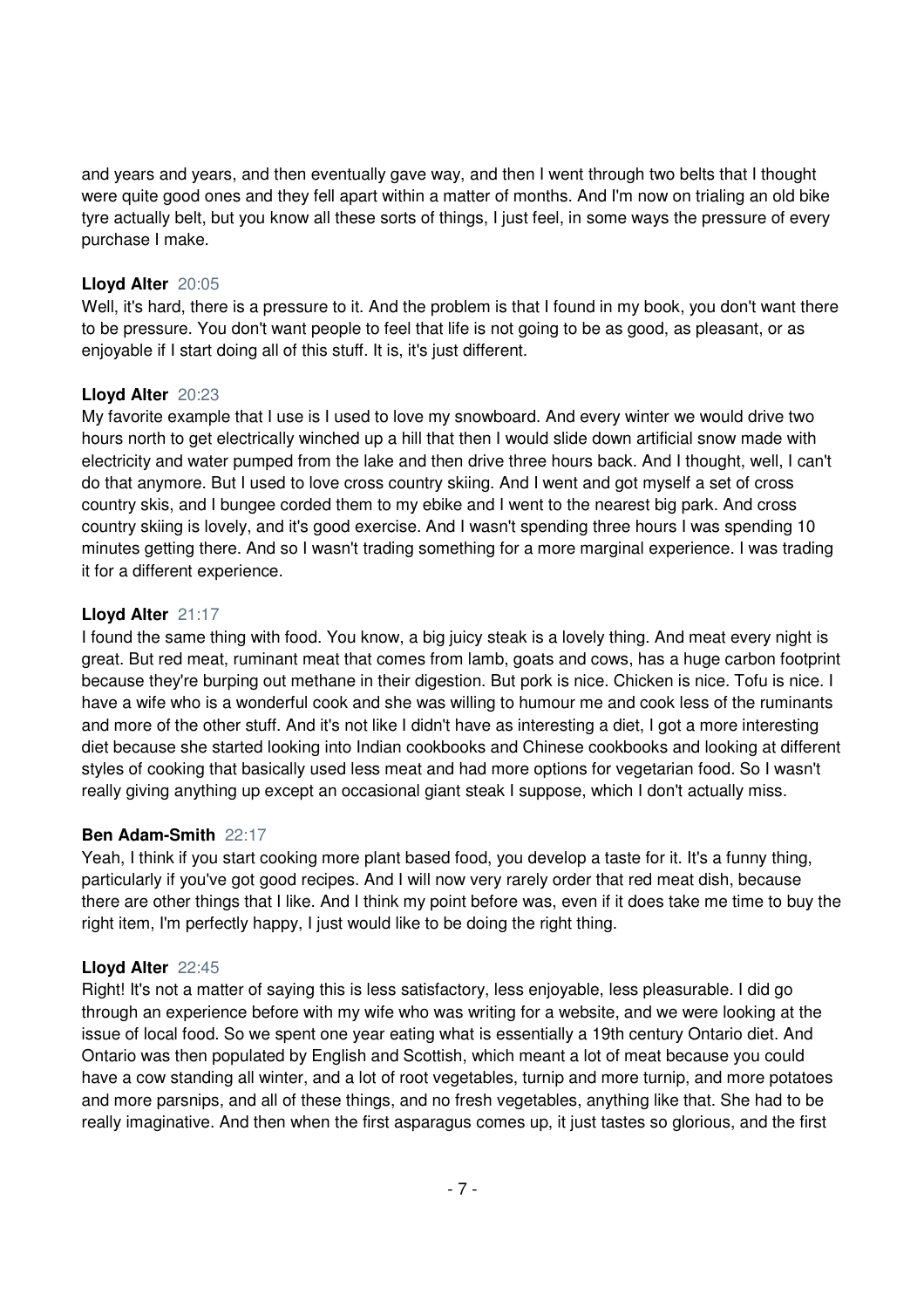and years and years, and then eventually gave way, and then I went through two belts that I thought were quite good ones and they fell apart within a matter of months. And I'm now on trialing an old bike tyre actually belt, but you know all these sorts of things, I just feel, in some ways the pressure of every purchase I make.

**Lloyd Alter** 20:05
Well, it's hard, there is a pressure to it. And the problem is that I found in my book, you don't want there to be pressure. You don't want people to feel that life is not going to be as good, as pleasant, or as enjoyable if I start doing all of this stuff. It is, it's just different.

**Lloyd Alter** 20:23
My favorite example that I use is I used to love my snowboard. And every winter we would drive two hours north to get electrically winched up a hill that then I would slide down artificial snow made with electricity and water pumped from the lake and then drive three hours back. And I thought, well, I can't do that anymore. But I used to love cross country skiing. And I went and got myself a set of cross country skis, and I bungee corded them to my ebike and I went to the nearest big park. And cross country skiing is lovely, and it's good exercise. And I wasn't spending three hours I was spending 10 minutes getting there. And so I wasn't trading something for a more marginal experience. I was trading it for a different experience.

**Lloyd Alter** 21:17
I found the same thing with food. You know, a big juicy steak is a lovely thing. And meat every night is great. But red meat, ruminant meat that comes from lamb, goats and cows, has a huge carbon footprint because they're burping out methane in their digestion. But pork is nice. Chicken is nice. Tofu is nice. I have a wife who is a wonderful cook and she was willing to humour me and cook less of the ruminants and more of the other stuff. And it's not like I didn't have as interesting a diet, I got a more interesting diet because she started looking into Indian cookbooks and Chinese cookbooks and looking at different styles of cooking that basically used less meat and had more options for vegetarian food. So I wasn't really giving anything up except an occasional giant steak I suppose, which I don't actually miss.

**Ben Adam-Smith** 22:17
Yeah, I think if you start cooking more plant based food, you develop a taste for it. It's a funny thing, particularly if you've got good recipes. And I will now very rarely order that red meat dish, because there are other things that I like. And I think my point before was, even if it does take me time to buy the right item, I'm perfectly happy, I just would like to be doing the right thing.

**Lloyd Alter** 22:45
Right! It's not a matter of saying this is less satisfactory, less enjoyable, less pleasurable. I did go through an experience before with my wife who was writing for a website, and we were looking at the issue of local food. So we spent one year eating what is essentially a 19th century Ontario diet. And Ontario was then populated by English and Scottish, which meant a lot of meat because you could have a cow standing all winter, and a lot of root vegetables, turnip and more turnip, and more potatoes and more parsnips, and all of these things, and no fresh vegetables, anything like that. She had to be really imaginative. And then when the first asparagus comes up, it just tastes so glorious, and the first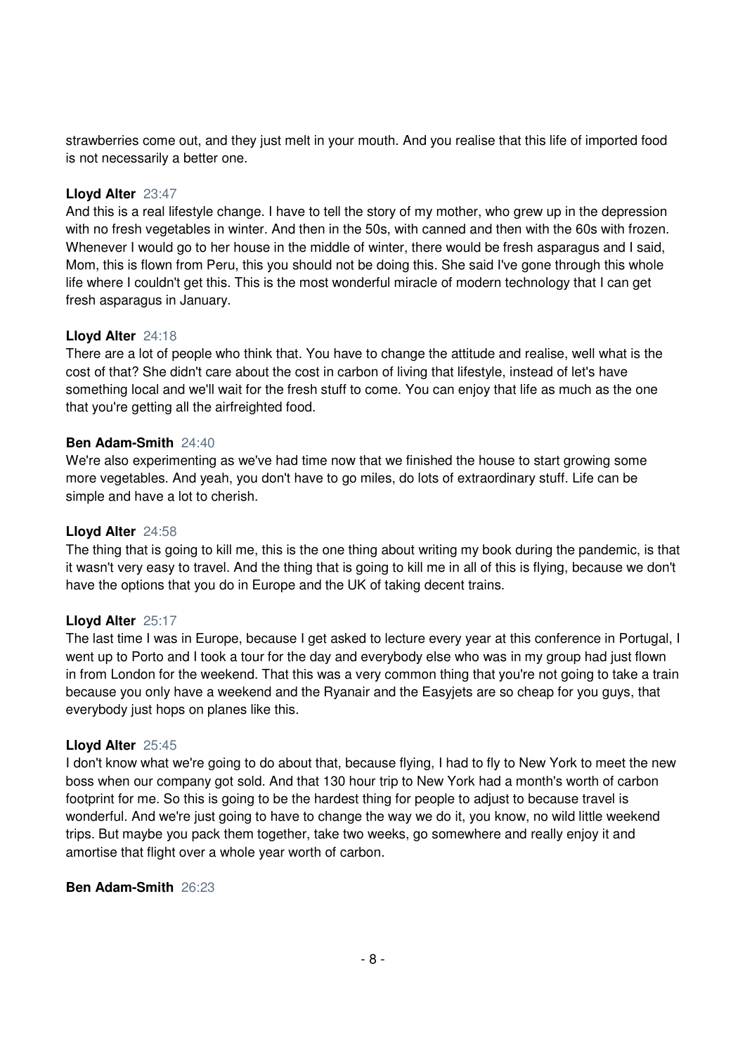strawberries come out, and they just melt in your mouth. And you realise that this life of imported food is not necessarily a better one.

**Lloyd Alter** 23:47
And this is a real lifestyle change. I have to tell the story of my mother, who grew up in the depression with no fresh vegetables in winter. And then in the 50s, with canned and then with the 60s with frozen. Whenever I would go to her house in the middle of winter, there would be fresh asparagus and I said, Mom, this is flown from Peru, this you should not be doing this. She said I've gone through this whole life where I couldn't get this. This is the most wonderful miracle of modern technology that I can get fresh asparagus in January.

**Lloyd Alter** 24:18
There are a lot of people who think that. You have to change the attitude and realise, well what is the cost of that? She didn't care about the cost in carbon of living that lifestyle, instead of let's have something local and we'll wait for the fresh stuff to come. You can enjoy that life as much as the one that you're getting all the airfreighted food.

**Ben Adam-Smith** 24:40
We're also experimenting as we've had time now that we finished the house to start growing some more vegetables. And yeah, you don't have to go miles, do lots of extraordinary stuff. Life can be simple and have a lot to cherish.

**Lloyd Alter** 24:58
The thing that is going to kill me, this is the one thing about writing my book during the pandemic, is that it wasn't very easy to travel. And the thing that is going to kill me in all of this is flying, because we don't have the options that you do in Europe and the UK of taking decent trains.

**Lloyd Alter** 25:17
The last time I was in Europe, because I get asked to lecture every year at this conference in Portugal, I went up to Porto and I took a tour for the day and everybody else who was in my group had just flown in from London for the weekend. That this was a very common thing that you're not going to take a train because you only have a weekend and the Ryanair and the Easyjets are so cheap for you guys, that everybody just hops on planes like this.

**Lloyd Alter** 25:45
I don't know what we're going to do about that, because flying, I had to fly to New York to meet the new boss when our company got sold. And that 130 hour trip to New York had a month's worth of carbon footprint for me. So this is going to be the hardest thing for people to adjust to because travel is wonderful. And we're just going to have to change the way we do it, you know, no wild little weekend trips. But maybe you pack them together, take two weeks, go somewhere and really enjoy it and amortise that flight over a whole year worth of carbon.

**Ben Adam-Smith** 26:23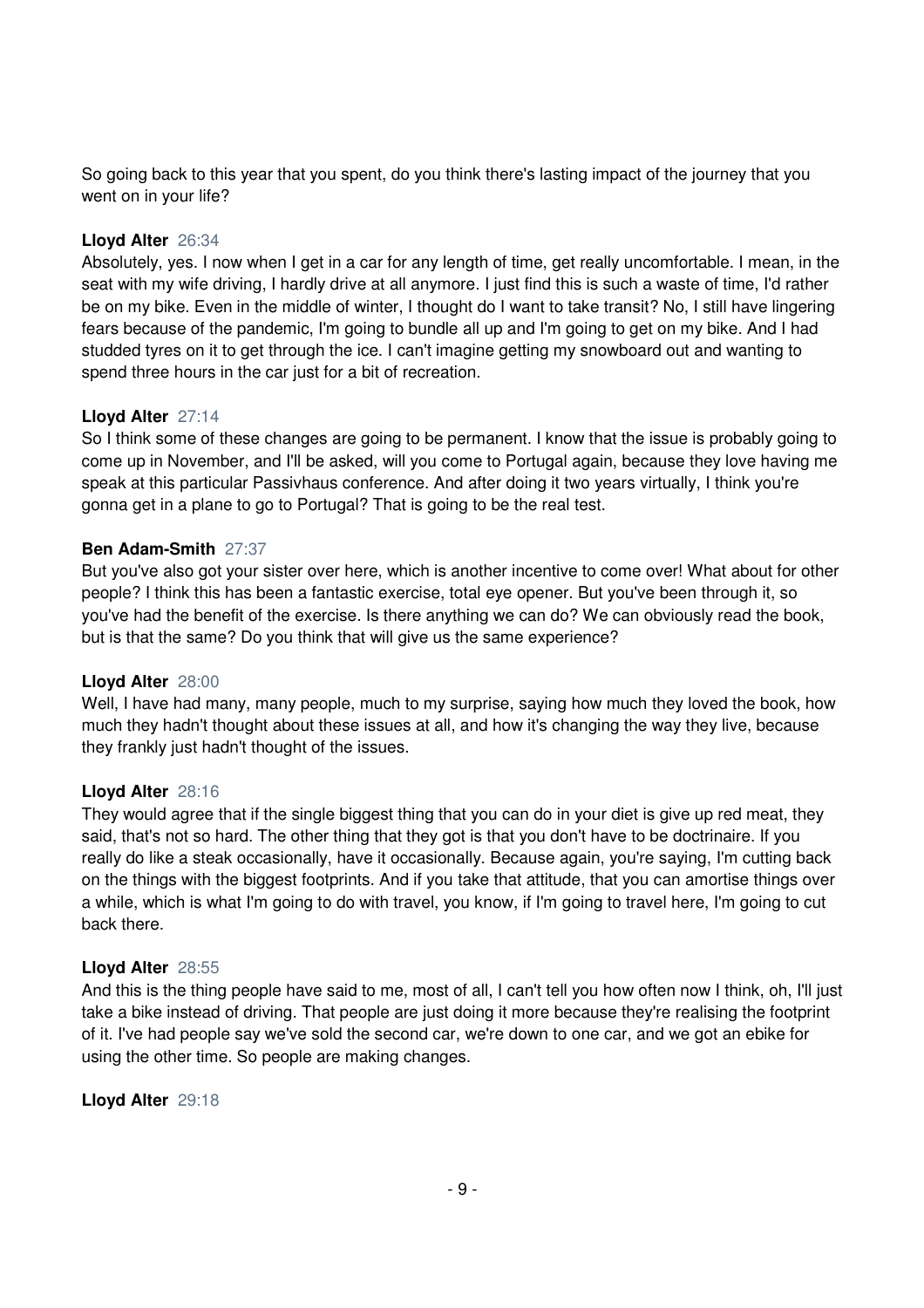So going back to this year that you spent, do you think there's lasting impact of the journey that you went on in your life?

**Lloyd Alter** 26:34
Absolutely, yes. I now when I get in a car for any length of time, get really uncomfortable. I mean, in the seat with my wife driving, I hardly drive at all anymore. I just find this is such a waste of time, I'd rather be on my bike. Even in the middle of winter, I thought do I want to take transit? No, I still have lingering fears because of the pandemic, I'm going to bundle all up and I'm going to get on my bike. And I had studded tyres on it to get through the ice. I can't imagine getting my snowboard out and wanting to spend three hours in the car just for a bit of recreation.

**Lloyd Alter** 27:14
So I think some of these changes are going to be permanent. I know that the issue is probably going to come up in November, and I'll be asked, will you come to Portugal again, because they love having me speak at this particular Passivhaus conference. And after doing it two years virtually, I think you're gonna get in a plane to go to Portugal? That is going to be the real test.

**Ben Adam-Smith** 27:37
But you've also got your sister over here, which is another incentive to come over! What about for other people? I think this has been a fantastic exercise, total eye opener. But you've been through it, so you've had the benefit of the exercise. Is there anything we can do? We can obviously read the book, but is that the same? Do you think that will give us the same experience?

**Lloyd Alter** 28:00
Well, I have had many, many people, much to my surprise, saying how much they loved the book, how much they hadn't thought about these issues at all, and how it's changing the way they live, because they frankly just hadn't thought of the issues.

**Lloyd Alter** 28:16
They would agree that if the single biggest thing that you can do in your diet is give up red meat, they said, that's not so hard. The other thing that they got is that you don't have to be doctrinaire. If you really do like a steak occasionally, have it occasionally. Because again, you're saying, I'm cutting back on the things with the biggest footprints. And if you take that attitude, that you can amortise things over a while, which is what I'm going to do with travel, you know, if I'm going to travel here, I'm going to cut back there.

**Lloyd Alter** 28:55
And this is the thing people have said to me, most of all, I can't tell you how often now I think, oh, I'll just take a bike instead of driving. That people are just doing it more because they're realising the footprint of it. I've had people say we've sold the second car, we're down to one car, and we got an ebike for using the other time. So people are making changes.

**Lloyd Alter** 29:18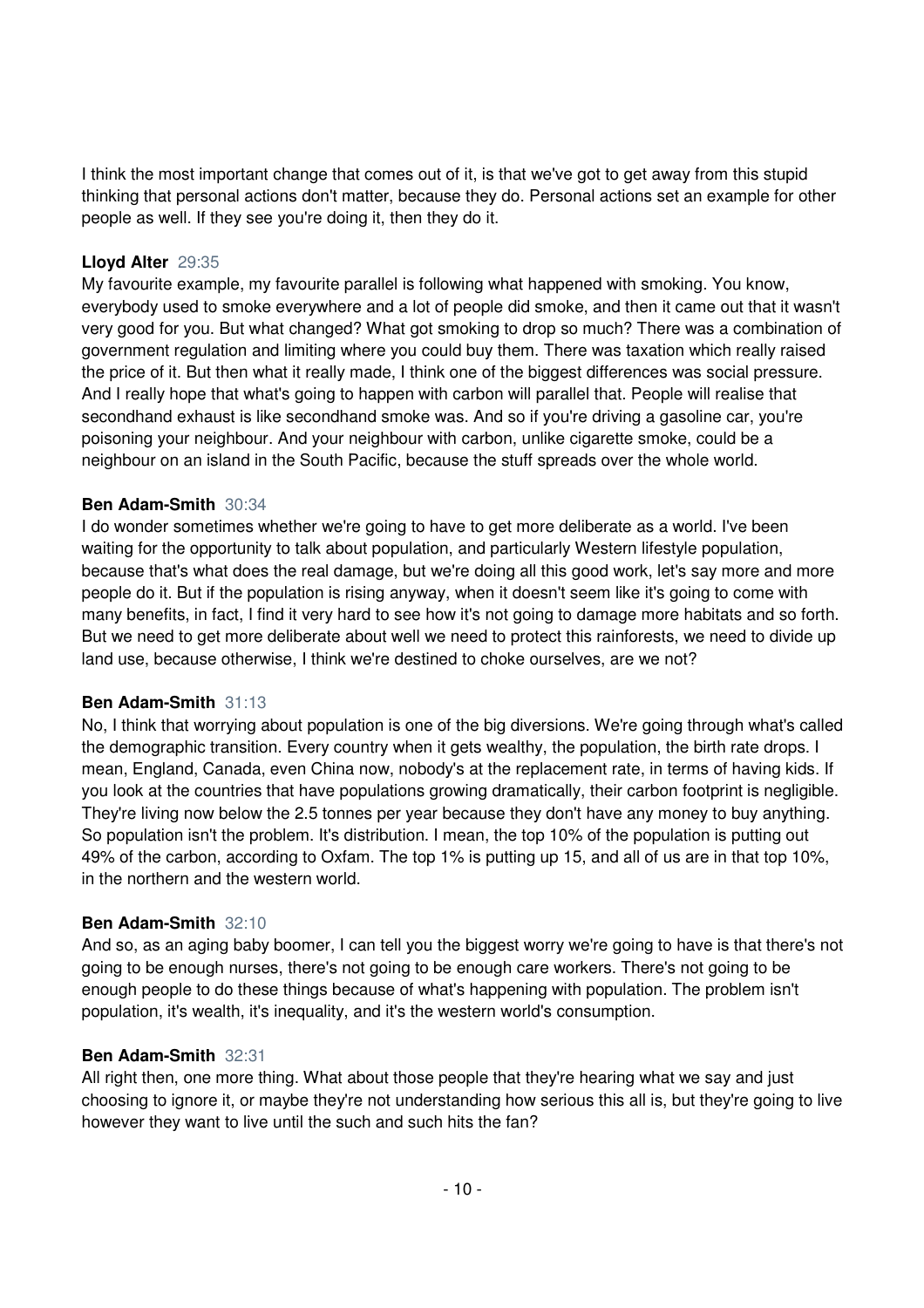I think the most important change that comes out of it, is that we've got to get away from this stupid thinking that personal actions don't matter, because they do. Personal actions set an example for other people as well. If they see you're doing it, then they do it.

**Lloyd Alter** 29:35
My favourite example, my favourite parallel is following what happened with smoking. You know, everybody used to smoke everywhere and a lot of people did smoke, and then it came out that it wasn't very good for you. But what changed? What got smoking to drop so much? There was a combination of government regulation and limiting where you could buy them. There was taxation which really raised the price of it. But then what it really made, I think one of the biggest differences was social pressure. And I really hope that what's going to happen with carbon will parallel that. People will realise that secondhand exhaust is like secondhand smoke was. And so if you're driving a gasoline car, you're poisoning your neighbour. And your neighbour with carbon, unlike cigarette smoke, could be a neighbour on an island in the South Pacific, because the stuff spreads over the whole world.

**Ben Adam-Smith** 30:34
I do wonder sometimes whether we're going to have to get more deliberate as a world. I've been waiting for the opportunity to talk about population, and particularly Western lifestyle population, because that's what does the real damage, but we're doing all this good work, let's say more and more people do it. But if the population is rising anyway, when it doesn't seem like it's going to come with many benefits, in fact, I find it very hard to see how it's not going to damage more habitats and so forth. But we need to get more deliberate about well we need to protect this rainforests, we need to divide up land use, because otherwise, I think we're destined to choke ourselves, are we not?

**Ben Adam-Smith** 31:13
No, I think that worrying about population is one of the big diversions. We're going through what's called the demographic transition. Every country when it gets wealthy, the population, the birth rate drops. I mean, England, Canada, even China now, nobody's at the replacement rate, in terms of having kids. If you look at the countries that have populations growing dramatically, their carbon footprint is negligible. They're living now below the 2.5 tonnes per year because they don't have any money to buy anything. So population isn't the problem. It's distribution. I mean, the top 10% of the population is putting out 49% of the carbon, according to Oxfam. The top 1% is putting up 15, and all of us are in that top 10%, in the northern and the western world.

**Ben Adam-Smith** 32:10
And so, as an aging baby boomer, I can tell you the biggest worry we're going to have is that there's not going to be enough nurses, there's not going to be enough care workers. There's not going to be enough people to do these things because of what's happening with population. The problem isn't population, it's wealth, it's inequality, and it's the western world's consumption.

**Ben Adam-Smith** 32:31
All right then, one more thing. What about those people that they're hearing what we say and just choosing to ignore it, or maybe they're not understanding how serious this all is, but they're going to live however they want to live until the such and such hits the fan?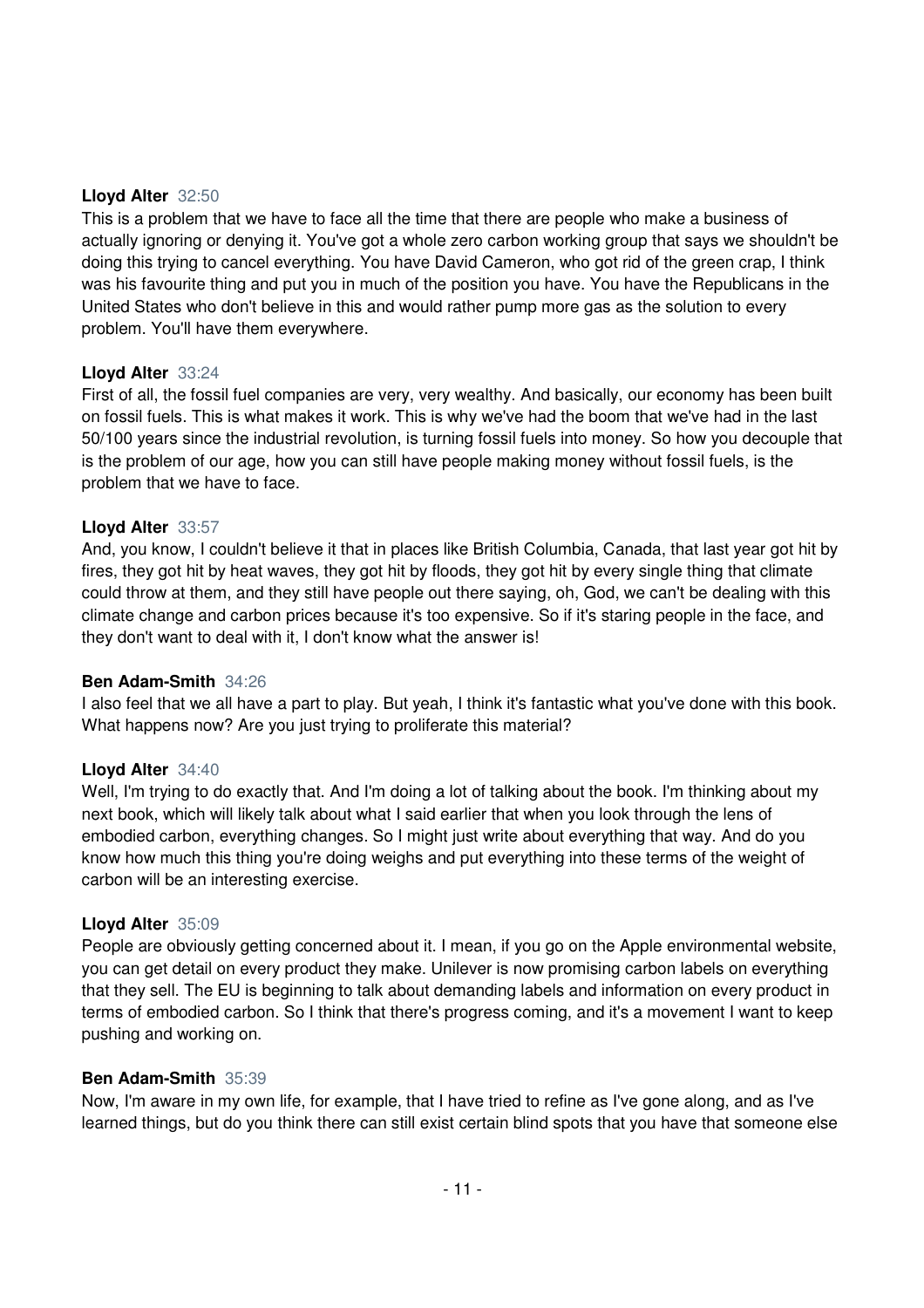**Lloyd Alter** 32:50
This is a problem that we have to face all the time that there are people who make a business of actually ignoring or denying it. You've got a whole zero carbon working group that says we shouldn't be doing this trying to cancel everything. You have David Cameron, who got rid of the green crap, I think was his favourite thing and put you in much of the position you have. You have the Republicans in the United States who don't believe in this and would rather pump more gas as the solution to every problem. You'll have them everywhere.

**Lloyd Alter** 33:24
First of all, the fossil fuel companies are very, very wealthy. And basically, our economy has been built on fossil fuels. This is what makes it work. This is why we've had the boom that we've had in the last 50/100 years since the industrial revolution, is turning fossil fuels into money. So how you decouple that is the problem of our age, how you can still have people making money without fossil fuels, is the problem that we have to face.

**Lloyd Alter** 33:57
And, you know, I couldn't believe it that in places like British Columbia, Canada, that last year got hit by fires, they got hit by heat waves, they got hit by floods, they got hit by every single thing that climate could throw at them, and they still have people out there saying, oh, God, we can't be dealing with this climate change and carbon prices because it's too expensive. So if it's staring people in the face, and they don't want to deal with it, I don't know what the answer is!

**Ben Adam-Smith** 34:26
I also feel that we all have a part to play. But yeah, I think it's fantastic what you've done with this book. What happens now? Are you just trying to proliferate this material?

**Lloyd Alter** 34:40
Well, I'm trying to do exactly that. And I'm doing a lot of talking about the book. I'm thinking about my next book, which will likely talk about what I said earlier that when you look through the lens of embodied carbon, everything changes. So I might just write about everything that way. And do you know how much this thing you're doing weighs and put everything into these terms of the weight of carbon will be an interesting exercise.

**Lloyd Alter** 35:09
People are obviously getting concerned about it. I mean, if you go on the Apple environmental website, you can get detail on every product they make. Unilever is now promising carbon labels on everything that they sell. The EU is beginning to talk about demanding labels and information on every product in terms of embodied carbon. So I think that there's progress coming, and it's a movement I want to keep pushing and working on.

**Ben Adam-Smith** 35:39
Now, I'm aware in my own life, for example, that I have tried to refine as I've gone along, and as I've learned things, but do you think there can still exist certain blind spots that you have that someone else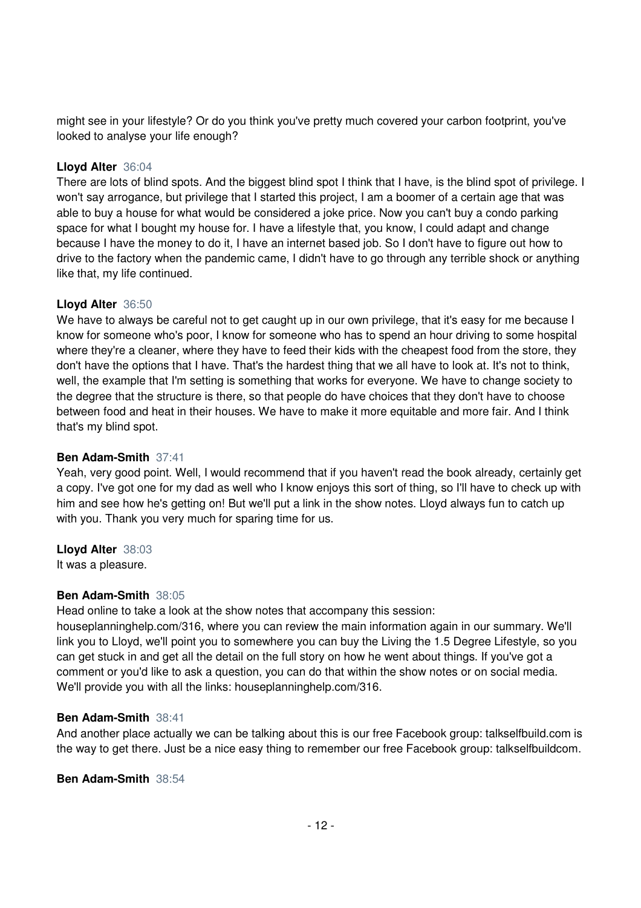might see in your lifestyle? Or do you think you've pretty much covered your carbon footprint, you've looked to analyse your life enough?

**Lloyd Alter** 36:04
There are lots of blind spots. And the biggest blind spot I think that I have, is the blind spot of privilege. I won't say arrogance, but privilege that I started this project, I am a boomer of a certain age that was able to buy a house for what would be considered a joke price. Now you can't buy a condo parking space for what I bought my house for. I have a lifestyle that, you know, I could adapt and change because I have the money to do it, I have an internet based job. So I don't have to figure out how to drive to the factory when the pandemic came, I didn't have to go through any terrible shock or anything like that, my life continued.

**Lloyd Alter** 36:50
We have to always be careful not to get caught up in our own privilege, that it's easy for me because I know for someone who's poor, I know for someone who has to spend an hour driving to some hospital where they're a cleaner, where they have to feed their kids with the cheapest food from the store, they don't have the options that I have. That's the hardest thing that we all have to look at. It's not to think, well, the example that I'm setting is something that works for everyone. We have to change society to the degree that the structure is there, so that people do have choices that they don't have to choose between food and heat in their houses. We have to make it more equitable and more fair. And I think that's my blind spot.

**Ben Adam-Smith** 37:41
Yeah, very good point. Well, I would recommend that if you haven't read the book already, certainly get a copy. I've got one for my dad as well who I know enjoys this sort of thing, so I'll have to check up with him and see how he's getting on! But we'll put a link in the show notes. Lloyd always fun to catch up with you. Thank you very much for sparing time for us.

**Lloyd Alter** 38:03
It was a pleasure.

**Ben Adam-Smith** 38:05
Head online to take a look at the show notes that accompany this session: houseplanninghelp.com/316, where you can review the main information again in our summary. We'll link you to Lloyd, we'll point you to somewhere you can buy the Living the 1.5 Degree Lifestyle, so you can get stuck in and get all the detail on the full story on how he went about things. If you've got a comment or you'd like to ask a question, you can do that within the show notes or on social media. We'll provide you with all the links: houseplanninghelp.com/316.

**Ben Adam-Smith** 38:41
And another place actually we can be talking about this is our free Facebook group: talkselfbuild.com is the way to get there. Just be a nice easy thing to remember our free Facebook group: talkselfbuildcom.

**Ben Adam-Smith** 38:54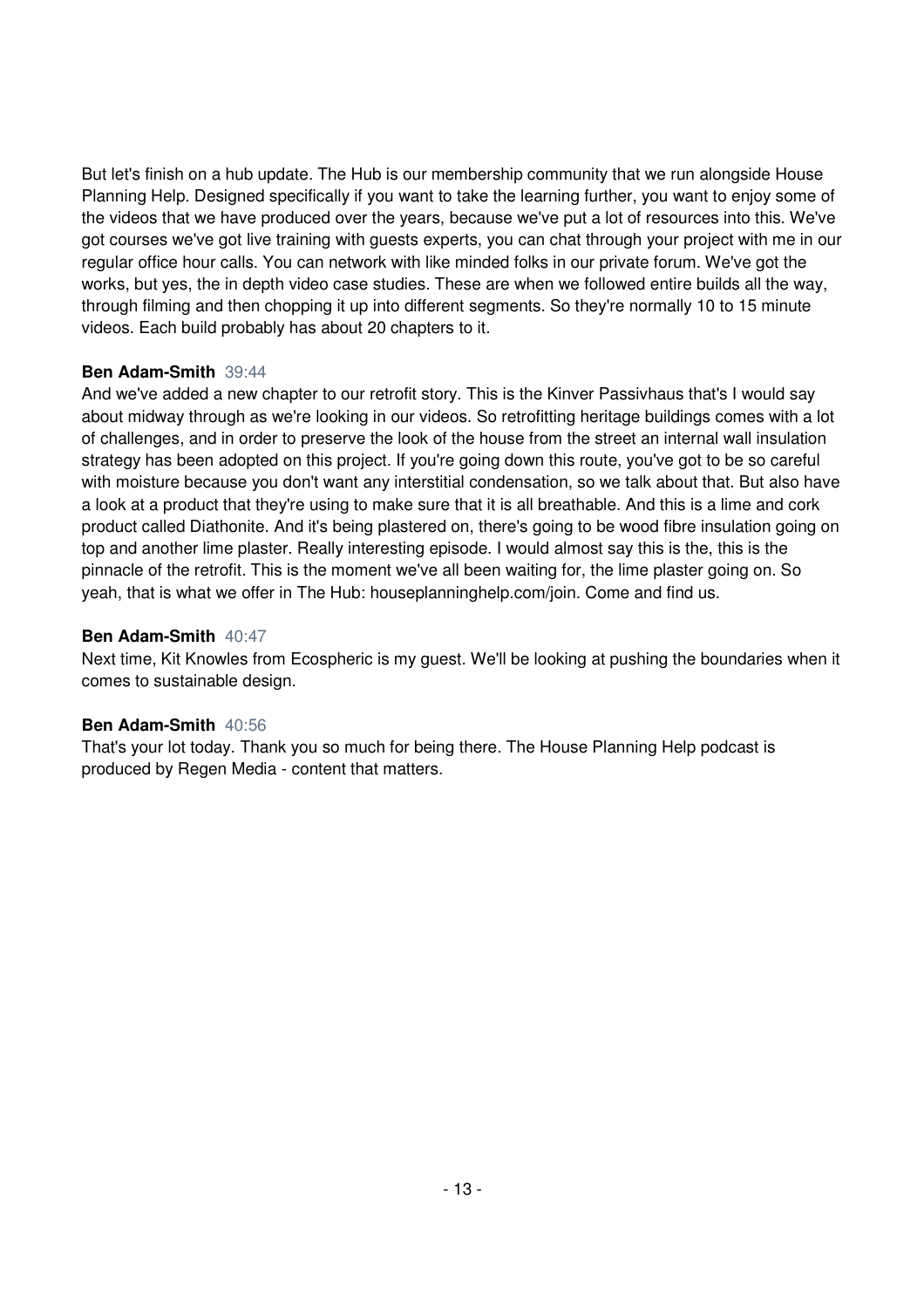But let's finish on a hub update. The Hub is our membership community that we run alongside House Planning Help. Designed specifically if you want to take the learning further, you want to enjoy some of the videos that we have produced over the years, because we've put a lot of resources into this. We've got courses we've got live training with guests experts, you can chat through your project with me in our regular office hour calls. You can network with like minded folks in our private forum. We've got the works, but yes, the in depth video case studies. These are when we followed entire builds all the way, through filming and then chopping it up into different segments. So they're normally 10 to 15 minute videos. Each build probably has about 20 chapters to it.

**Ben Adam-Smith** 39:44
And we've added a new chapter to our retrofit story. This is the Kinver Passivhaus that's I would say about midway through as we're looking in our videos. So retrofitting heritage buildings comes with a lot of challenges, and in order to preserve the look of the house from the street an internal wall insulation strategy has been adopted on this project. If you're going down this route, you've got to be so careful with moisture because you don't want any interstitial condensation, so we talk about that. But also have a look at a product that they're using to make sure that it is all breathable. And this is a lime and cork product called Diathonite. And it's being plastered on, there's going to be wood fibre insulation going on top and another lime plaster. Really interesting episode. I would almost say this is the, this is the pinnacle of the retrofit. This is the moment we've all been waiting for, the lime plaster going on. So yeah, that is what we offer in The Hub: houseplanninghelp.com/join. Come and find us.

**Ben Adam-Smith** 40:47
Next time, Kit Knowles from Ecospheric is my guest. We'll be looking at pushing the boundaries when it comes to sustainable design.

**Ben Adam-Smith** 40:56
That's your lot today. Thank you so much for being there. The House Planning Help podcast is produced by Regen Media - content that matters.